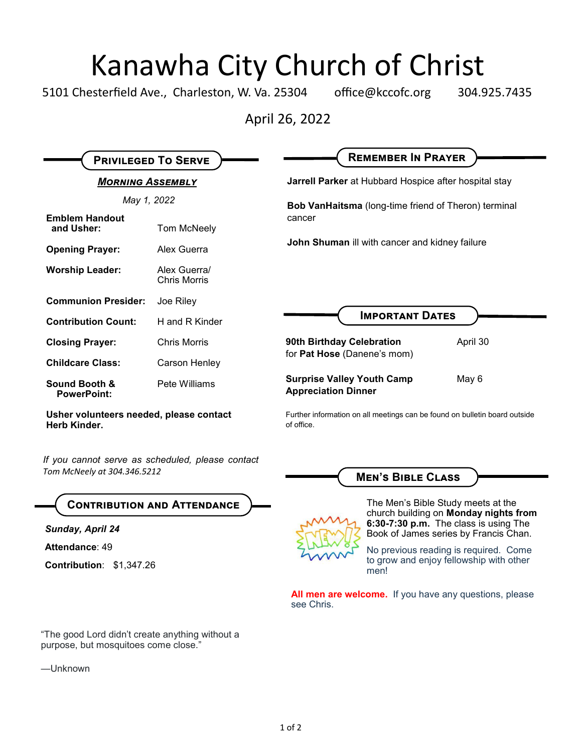# Kanawha City Church of Christ

5101 Chesterfield Ave., Charleston, W. Va. 25304 office@kccofc.org 304.925.7435

April 26, 2022

## Privileged To Serve

***Morning Assembly***

*May 1, 2022*

| | |
|---|---|
| **Emblem Handout and Usher:** | Tom McNeely |
| **Opening Prayer:** | Alex Guerra |
| **Worship Leader:** | Alex Guerra/ Chris Morris |
| **Communion Presider:** | Joe Riley |
| **Contribution Count:** | H and R Kinder |
| **Closing Prayer:** | Chris Morris |
| **Childcare Class:** | Carson Henley |
| **Sound Booth & PowerPoint:** | Pete Williams |

**Usher volunteers needed, please contact Herb Kinder.**

*If you cannot serve as scheduled, please contact Tom McNeely at 304.346.5212*

## Contribution and Attendance

***Sunday, April 24***

**Attendance**: 49

**Contribution**: $1,347.26

"The good Lord didn't create anything without a purpose, but mosquitoes come close."

—Unknown

## Remember In Prayer

**Jarrell Parker** at Hubbard Hospice after hospital stay

**Bob VanHaitsma** (long-time friend of Theron) terminal cancer

**John Shuman** ill with cancer and kidney failure

## Important Dates

| | |
|---|---|
| **90th Birthday Celebration** for **Pat Hose** (Danene's mom) | April 30 |
| **Surprise Valley Youth Camp Appreciation Dinner** | May 6 |

Further information on all meetings can be found on bulletin board outside of office.

## Men's Bible Class

The Men's Bible Study meets at the church building on **Monday nights from 6:30-7:30 p.m.** The class is using The Book of James series by Francis Chan.

No previous reading is required. Come to grow and enjoy fellowship with other men!

**All men are welcome.** If you have any questions, please see Chris.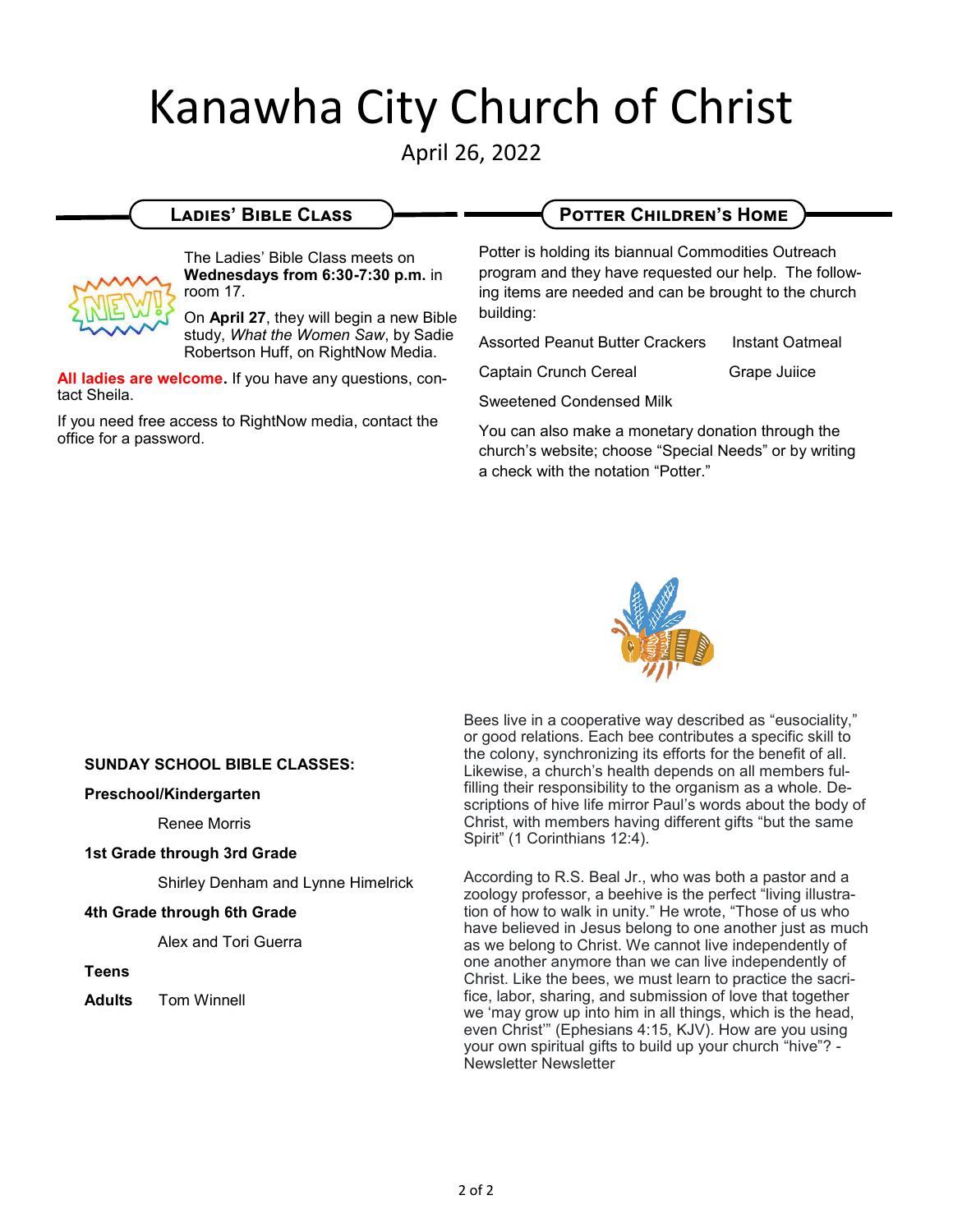# Kanawha City Church of Christ

April 26, 2022

## Ladies' Bible Class

The Ladies' Bible Class meets on **Wednesdays from 6:30-7:30 p.m.** in room 17.

On **April 27**, they will begin a new Bible study, *What the Women Saw*, by Sadie Robertson Huff, on RightNow Media.

**All ladies are welcome.** If you have any questions, contact Sheila.

If you need free access to RightNow media, contact the office for a password.

## Potter Children's Home

Potter is holding its biannual Commodities Outreach program and they have requested our help. The following items are needed and can be brought to the church building:

- Assorted Peanut Butter Crackers
- Instant Oatmeal
- Captain Crunch Cereal
- Grape Juiice
- Sweetened Condensed Milk

You can also make a monetary donation through the church's website; choose "Special Needs" or by writing a check with the notation "Potter."

**SUNDAY SCHOOL BIBLE CLASSES:**

**Preschool/Kindergarten**

Renee Morris

**1st Grade through 3rd Grade**

Shirley Denham and Lynne Himelrick

**4th Grade through 6th Grade**

Alex and Tori Guerra

**Teens**

**Adults** Tom Winnell

Bees live in a cooperative way described as "eusociality," or good relations. Each bee contributes a specific skill to the colony, synchronizing its efforts for the benefit of all. Likewise, a church's health depends on all members fulfilling their responsibility to the organism as a whole. Descriptions of hive life mirror Paul's words about the body of Christ, with members having different gifts "but the same Spirit" (1 Corinthians 12:4).

According to R.S. Beal Jr., who was both a pastor and a zoology professor, a beehive is the perfect "living illustration of how to walk in unity." He wrote, "Those of us who have believed in Jesus belong to one another just as much as we belong to Christ. We cannot live independently of one another anymore than we can live independently of Christ. Like the bees, we must learn to practice the sacrifice, labor, sharing, and submission of love that together we 'may grow up into him in all things, which is the head, even Christ'" (Ephesians 4:15, KJV). How are you using your own spiritual gifts to build up your church "hive"? - Newsletter Newsletter